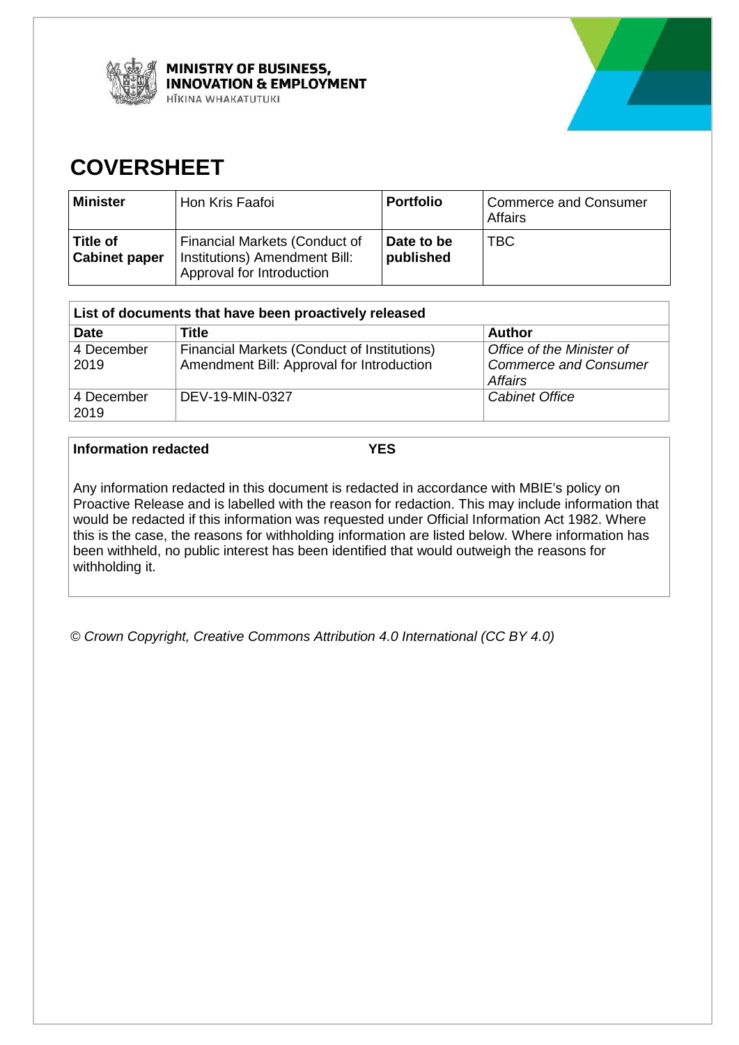MINISTRY OF BUSINESS, INNOVATION & EMPLOYMENT
HĪKINA WHAKATUTUKI

# COVERSHEET

| **Minister** | Hon Kris Faafoi | **Portfolio** | Commerce and Consumer Affairs |
|---|---|---|---|
| **Title of Cabinet paper** | Financial Markets (Conduct of Institutions) Amendment Bill: Approval for Introduction | **Date to be published** | TBC |

| **List of documents that have been proactively released** | | |
|---|---|---|
| **Date** | **Title** | **Author** |
| 4 December 2019 | Financial Markets (Conduct of Institutions) Amendment Bill: Approval for Introduction | *Office of the Minister of Commerce and Consumer Affairs* |
| 4 December 2019 | DEV-19-MIN-0327 | *Cabinet Office* |

**Information redacted** **YES**

Any information redacted in this document is redacted in accordance with MBIE's policy on Proactive Release and is labelled with the reason for redaction. This may include information that would be redacted if this information was requested under Official Information Act 1982. Where this is the case, the reasons for withholding information are listed below. Where information has been withheld, no public interest has been identified that would outweigh the reasons for withholding it.

*© Crown Copyright, Creative Commons Attribution 4.0 International (CC BY 4.0)*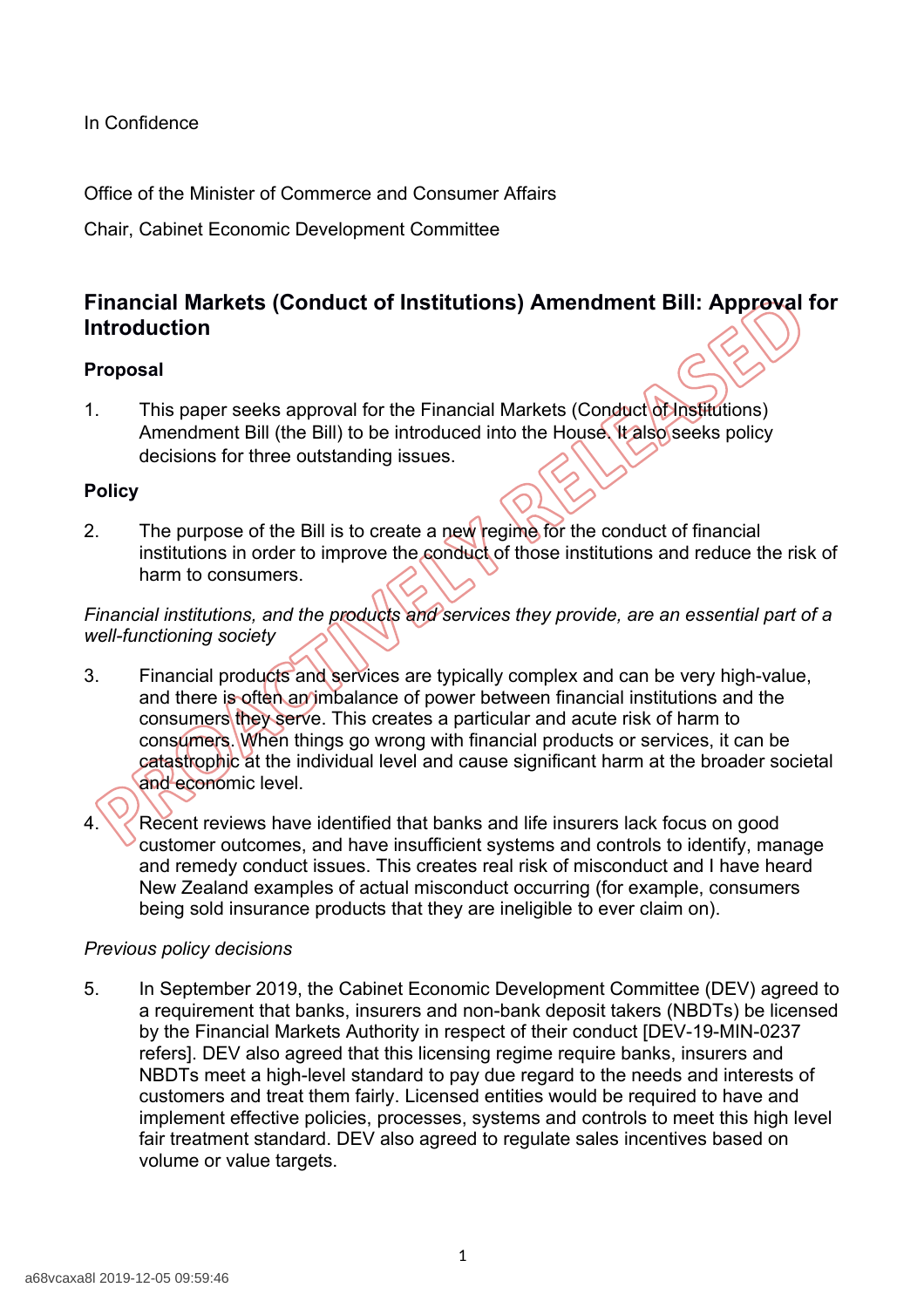In Confidence

Office of the Minister of Commerce and Consumer Affairs

Chair, Cabinet Economic Development Committee

## Financial Markets (Conduct of Institutions) Amendment Bill: Approval for Introduction

### Proposal

1. This paper seeks approval for the Financial Markets (Conduct of Institutions) Amendment Bill (the Bill) to be introduced into the House. It also seeks policy decisions for three outstanding issues.

### Policy

2. The purpose of the Bill is to create a new regime for the conduct of financial institutions in order to improve the conduct of those institutions and reduce the risk of harm to consumers.

*Financial institutions, and the products and services they provide, are an essential part of a well-functioning society*

3. Financial products and services are typically complex and can be very high-value, and there is often an imbalance of power between financial institutions and the consumers they serve. This creates a particular and acute risk of harm to consumers. When things go wrong with financial products or services, it can be catastrophic at the individual level and cause significant harm at the broader societal and economic level.

4. Recent reviews have identified that banks and life insurers lack focus on good customer outcomes, and have insufficient systems and controls to identify, manage and remedy conduct issues. This creates real risk of misconduct and I have heard New Zealand examples of actual misconduct occurring (for example, consumers being sold insurance products that they are ineligible to ever claim on).

*Previous policy decisions*

5. In September 2019, the Cabinet Economic Development Committee (DEV) agreed to a requirement that banks, insurers and non-bank deposit takers (NBDTs) be licensed by the Financial Markets Authority in respect of their conduct [DEV-19-MIN-0237 refers]. DEV also agreed that this licensing regime require banks, insurers and NBDTs meet a high-level standard to pay due regard to the needs and interests of customers and treat them fairly. Licensed entities would be required to have and implement effective policies, processes, systems and controls to meet this high level fair treatment standard. DEV also agreed to regulate sales incentives based on volume or value targets.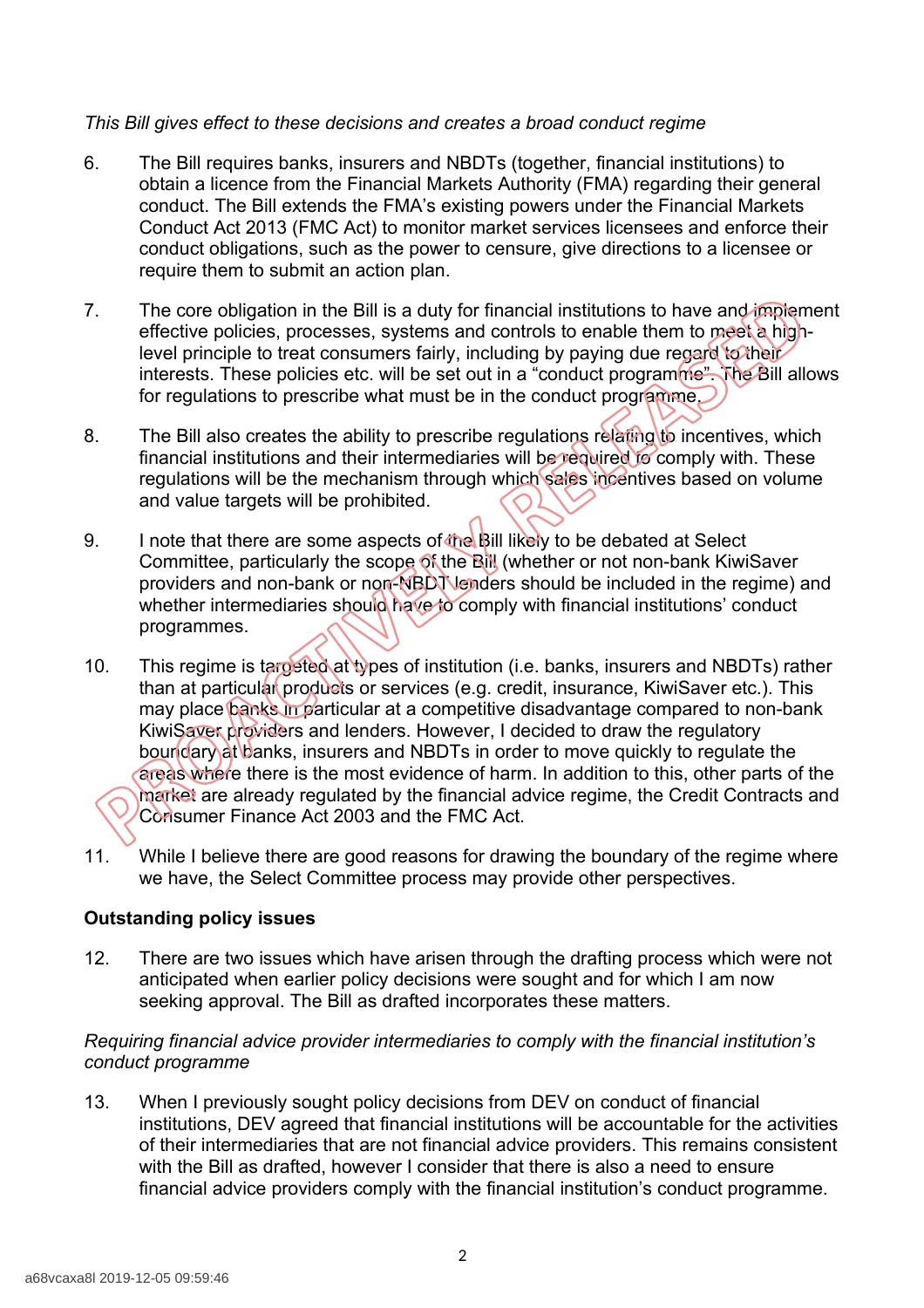*This Bill gives effect to these decisions and creates a broad conduct regime*

6. The Bill requires banks, insurers and NBDTs (together, financial institutions) to obtain a licence from the Financial Markets Authority (FMA) regarding their general conduct. The Bill extends the FMA's existing powers under the Financial Markets Conduct Act 2013 (FMC Act) to monitor market services licensees and enforce their conduct obligations, such as the power to censure, give directions to a licensee or require them to submit an action plan.

7. The core obligation in the Bill is a duty for financial institutions to have and implement effective policies, processes, systems and controls to enable them to meet a high-level principle to treat consumers fairly, including by paying due regard to their interests. These policies etc. will be set out in a "conduct programme". The Bill allows for regulations to prescribe what must be in the conduct programme.

8. The Bill also creates the ability to prescribe regulations relating to incentives, which financial institutions and their intermediaries will be required to comply with. These regulations will be the mechanism through which sales incentives based on volume and value targets will be prohibited.

9. I note that there are some aspects of the Bill likely to be debated at Select Committee, particularly the scope of the Bill (whether or not non-bank KiwiSaver providers and non-bank or non-NBDT lenders should be included in the regime) and whether intermediaries should have to comply with financial institutions' conduct programmes.

10. This regime is targeted at types of institution (i.e. banks, insurers and NBDTs) rather than at particular products or services (e.g. credit, insurance, KiwiSaver etc.). This may place banks in particular at a competitive disadvantage compared to non-bank KiwiSaver providers and lenders. However, I decided to draw the regulatory boundary at banks, insurers and NBDTs in order to move quickly to regulate the areas where there is the most evidence of harm. In addition to this, other parts of the market are already regulated by the financial advice regime, the Credit Contracts and Consumer Finance Act 2003 and the FMC Act.

11. While I believe there are good reasons for drawing the boundary of the regime where we have, the Select Committee process may provide other perspectives.

## Outstanding policy issues

12. There are two issues which have arisen through the drafting process which were not anticipated when earlier policy decisions were sought and for which I am now seeking approval. The Bill as drafted incorporates these matters.

*Requiring financial advice provider intermediaries to comply with the financial institution's conduct programme*

13. When I previously sought policy decisions from DEV on conduct of financial institutions, DEV agreed that financial institutions will be accountable for the activities of their intermediaries that are not financial advice providers. This remains consistent with the Bill as drafted, however I consider that there is also a need to ensure financial advice providers comply with the financial institution's conduct programme.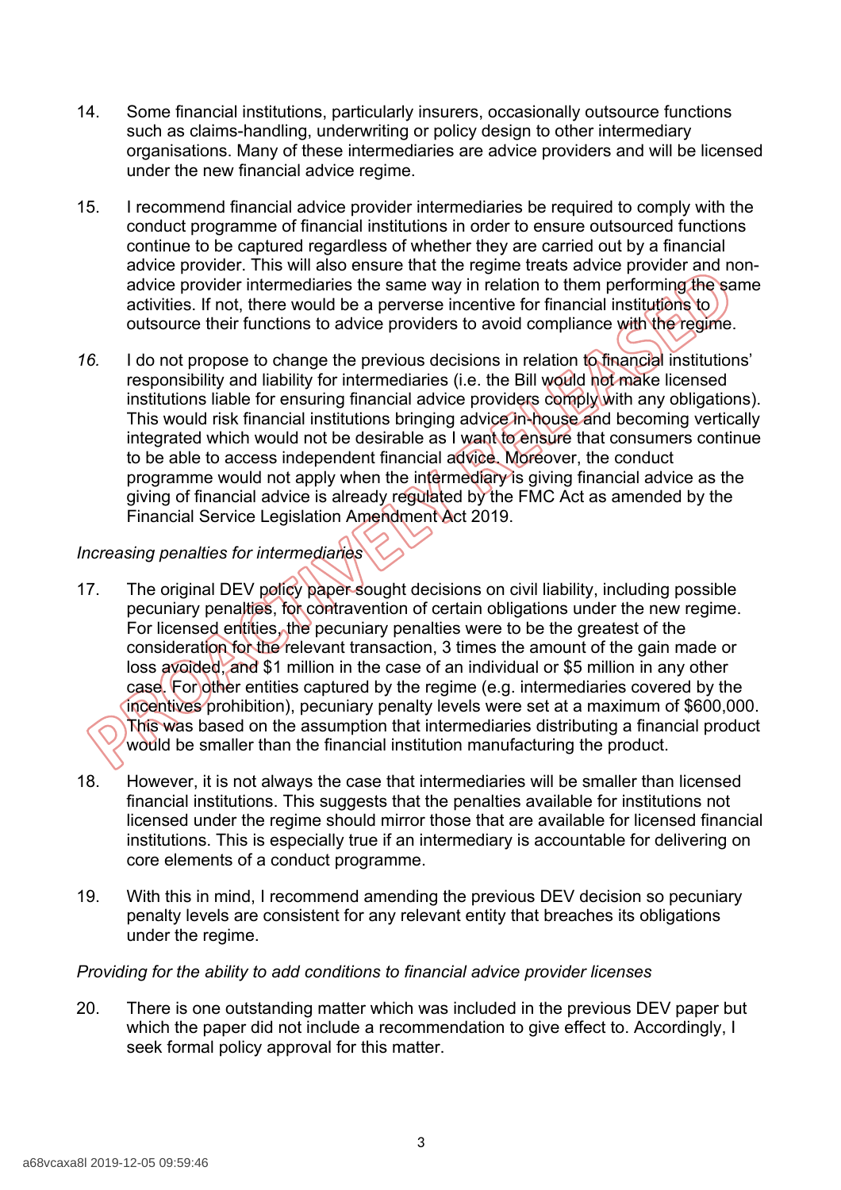14. Some financial institutions, particularly insurers, occasionally outsource functions such as claims-handling, underwriting or policy design to other intermediary organisations. Many of these intermediaries are advice providers and will be licensed under the new financial advice regime.

15. I recommend financial advice provider intermediaries be required to comply with the conduct programme of financial institutions in order to ensure outsourced functions continue to be captured regardless of whether they are carried out by a financial advice provider. This will also ensure that the regime treats advice provider and non-advice provider intermediaries the same way in relation to them performing the same activities. If not, there would be a perverse incentive for financial institutions to outsource their functions to advice providers to avoid compliance with the regime.

*16.* I do not propose to change the previous decisions in relation to financial institutions' responsibility and liability for intermediaries (i.e. the Bill would not make licensed institutions liable for ensuring financial advice providers comply with any obligations). This would risk financial institutions bringing advice in-house and becoming vertically integrated which would not be desirable as I want to ensure that consumers continue to be able to access independent financial advice. Moreover, the conduct programme would not apply when the intermediary is giving financial advice as the giving of financial advice is already regulated by the FMC Act as amended by the Financial Service Legislation Amendment Act 2019.

*Increasing penalties for intermediaries*

17. The original DEV policy paper sought decisions on civil liability, including possible pecuniary penalties, for contravention of certain obligations under the new regime. For licensed entities, the pecuniary penalties were to be the greatest of the consideration for the relevant transaction, 3 times the amount of the gain made or loss avoided, and $1 million in the case of an individual or $5 million in any other case. For other entities captured by the regime (e.g. intermediaries covered by the incentives prohibition), pecuniary penalty levels were set at a maximum of $600,000. This was based on the assumption that intermediaries distributing a financial product would be smaller than the financial institution manufacturing the product.

18. However, it is not always the case that intermediaries will be smaller than licensed financial institutions. This suggests that the penalties available for institutions not licensed under the regime should mirror those that are available for licensed financial institutions. This is especially true if an intermediary is accountable for delivering on core elements of a conduct programme.

19. With this in mind, I recommend amending the previous DEV decision so pecuniary penalty levels are consistent for any relevant entity that breaches its obligations under the regime.

*Providing for the ability to add conditions to financial advice provider licenses*

20. There is one outstanding matter which was included in the previous DEV paper but which the paper did not include a recommendation to give effect to. Accordingly, I seek formal policy approval for this matter.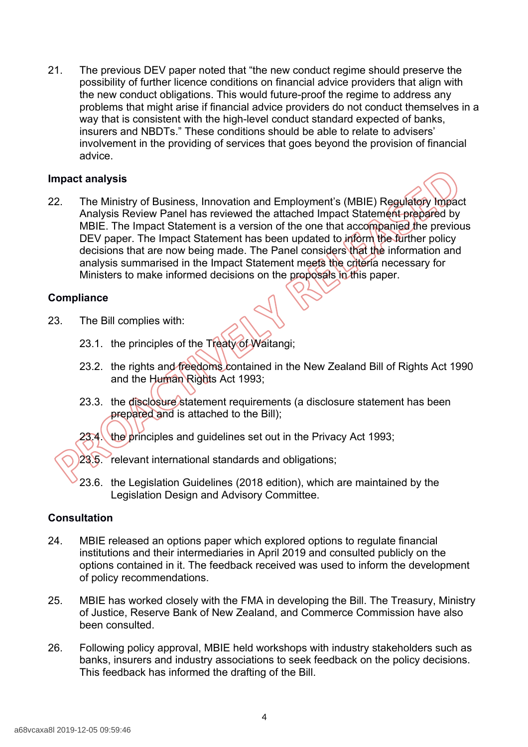21. The previous DEV paper noted that "the new conduct regime should preserve the possibility of further licence conditions on financial advice providers that align with the new conduct obligations. This would future-proof the regime to address any problems that might arise if financial advice providers do not conduct themselves in a way that is consistent with the high-level conduct standard expected of banks, insurers and NBDTs." These conditions should be able to relate to advisers' involvement in the providing of services that goes beyond the provision of financial advice.

### Impact analysis

22. The Ministry of Business, Innovation and Employment's (MBIE) Regulatory Impact Analysis Review Panel has reviewed the attached Impact Statement prepared by MBIE. The Impact Statement is a version of the one that accompanied the previous DEV paper. The Impact Statement has been updated to inform the further policy decisions that are now being made. The Panel considers that the information and analysis summarised in the Impact Statement meets the criteria necessary for Ministers to make informed decisions on the proposals in this paper.

### Compliance

23. The Bill complies with:

    23.1. the principles of the Treaty of Waitangi;

    23.2. the rights and freedoms contained in the New Zealand Bill of Rights Act 1990 and the Human Rights Act 1993;

    23.3. the disclosure statement requirements (a disclosure statement has been prepared and is attached to the Bill);

    23.4. the principles and guidelines set out in the Privacy Act 1993;

    23.5. relevant international standards and obligations;

    23.6. the Legislation Guidelines (2018 edition), which are maintained by the Legislation Design and Advisory Committee.

### Consultation

24. MBIE released an options paper which explored options to regulate financial institutions and their intermediaries in April 2019 and consulted publicly on the options contained in it. The feedback received was used to inform the development of policy recommendations.

25. MBIE has worked closely with the FMA in developing the Bill. The Treasury, Ministry of Justice, Reserve Bank of New Zealand, and Commerce Commission have also been consulted.

26. Following policy approval, MBIE held workshops with industry stakeholders such as banks, insurers and industry associations to seek feedback on the policy decisions. This feedback has informed the drafting of the Bill.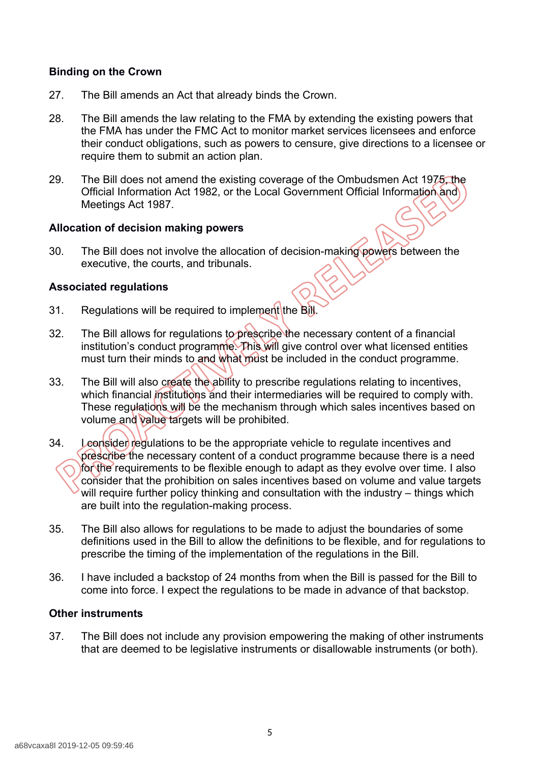**Binding on the Crown**

27. The Bill amends an Act that already binds the Crown.

28. The Bill amends the law relating to the FMA by extending the existing powers that the FMA has under the FMC Act to monitor market services licensees and enforce their conduct obligations, such as powers to censure, give directions to a licensee or require them to submit an action plan.

29. The Bill does not amend the existing coverage of the Ombudsmen Act 1975, the Official Information Act 1982, or the Local Government Official Information and Meetings Act 1987.

**Allocation of decision making powers**

30. The Bill does not involve the allocation of decision-making powers between the executive, the courts, and tribunals.

**Associated regulations**

31. Regulations will be required to implement the Bill.

32. The Bill allows for regulations to prescribe the necessary content of a financial institution's conduct programme. This will give control over what licensed entities must turn their minds to and what must be included in the conduct programme.

33. The Bill will also create the ability to prescribe regulations relating to incentives, which financial institutions and their intermediaries will be required to comply with. These regulations will be the mechanism through which sales incentives based on volume and value targets will be prohibited.

34. I consider regulations to be the appropriate vehicle to regulate incentives and prescribe the necessary content of a conduct programme because there is a need for the requirements to be flexible enough to adapt as they evolve over time. I also consider that the prohibition on sales incentives based on volume and value targets will require further policy thinking and consultation with the industry – things which are built into the regulation-making process.

35. The Bill also allows for regulations to be made to adjust the boundaries of some definitions used in the Bill to allow the definitions to be flexible, and for regulations to prescribe the timing of the implementation of the regulations in the Bill.

36. I have included a backstop of 24 months from when the Bill is passed for the Bill to come into force. I expect the regulations to be made in advance of that backstop.

**Other instruments**

37. The Bill does not include any provision empowering the making of other instruments that are deemed to be legislative instruments or disallowable instruments (or both).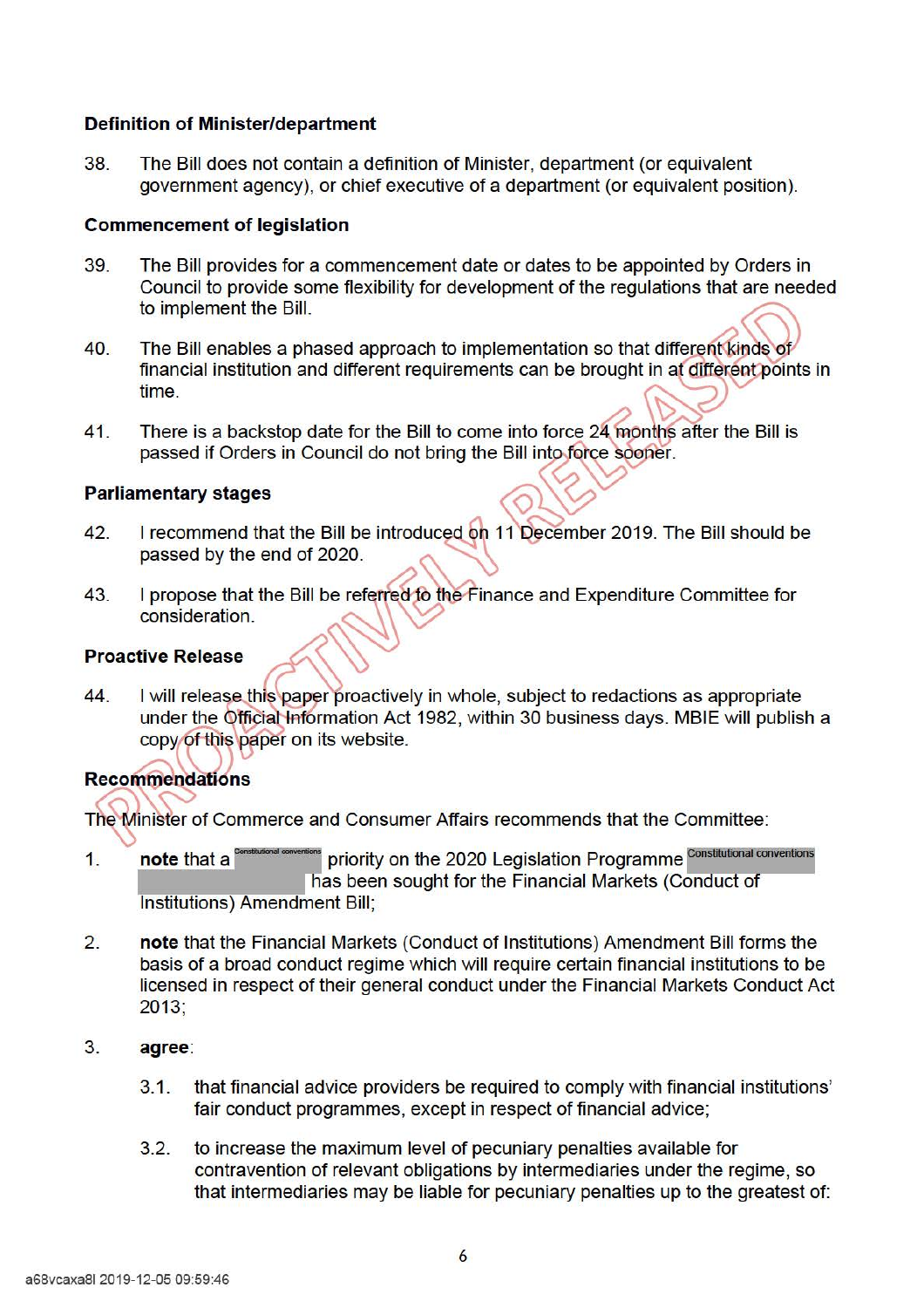**Definition of Minister/department**

38. The Bill does not contain a definition of Minister, department (or equivalent government agency), or chief executive of a department (or equivalent position).

**Commencement of legislation**

39. The Bill provides for a commencement date or dates to be appointed by Orders in Council to provide some flexibility for development of the regulations that are needed to implement the Bill.

40. The Bill enables a phased approach to implementation so that different kinds of financial institution and different requirements can be brought in at different points in time.

41. There is a backstop date for the Bill to come into force 24 months after the Bill is passed if Orders in Council do not bring the Bill into force sooner.

**Parliamentary stages**

42. I recommend that the Bill be introduced on 11 December 2019. The Bill should be passed by the end of 2020.

43. I propose that the Bill be referred to the Finance and Expenditure Committee for consideration.

**Proactive Release**

44. I will release this paper proactively in whole, subject to redactions as appropriate under the Official Information Act 1982, within 30 business days. MBIE will publish a copy of this paper on its website.

**Recommendations**

The Minister of Commerce and Consumer Affairs recommends that the Committee:

1. **note** that a [Constitutional conventions] priority on the 2020 Legislation Programme [Constitutional conventions] has been sought for the Financial Markets (Conduct of Institutions) Amendment Bill;

2. **note** that the Financial Markets (Conduct of Institutions) Amendment Bill forms the basis of a broad conduct regime which will require certain financial institutions to be licensed in respect of their general conduct under the Financial Markets Conduct Act 2013;

3. **agree**:

   3.1. that financial advice providers be required to comply with financial institutions' fair conduct programmes, except in respect of financial advice;

   3.2. to increase the maximum level of pecuniary penalties available for contravention of relevant obligations by intermediaries under the regime, so that intermediaries may be liable for pecuniary penalties up to the greatest of: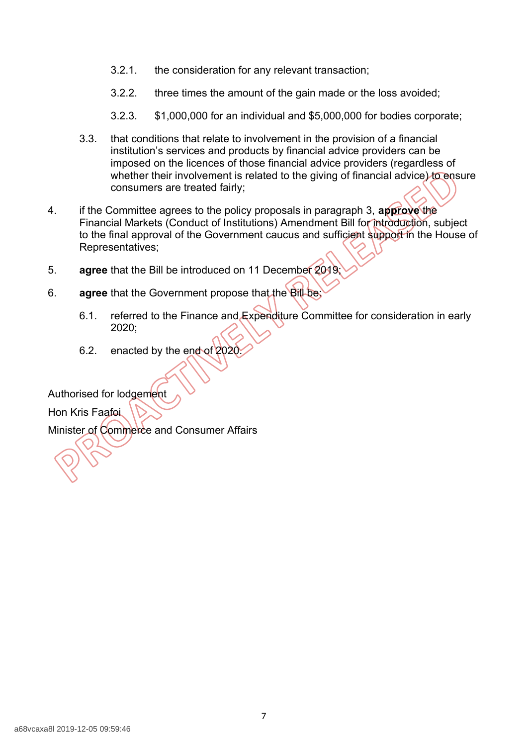3.2.1. the consideration for any relevant transaction;

3.2.2. three times the amount of the gain made or the loss avoided;

3.2.3. $1,000,000 for an individual and $5,000,000 for bodies corporate;

3.3. that conditions that relate to involvement in the provision of a financial institution's services and products by financial advice providers can be imposed on the licences of those financial advice providers (regardless of whether their involvement is related to the giving of financial advice) to ensure consumers are treated fairly;

4. if the Committee agrees to the policy proposals in paragraph 3, **approve** the Financial Markets (Conduct of Institutions) Amendment Bill for introduction, subject to the final approval of the Government caucus and sufficient support in the House of Representatives;

5. **agree** that the Bill be introduced on 11 December 2019;

6. **agree** that the Government propose that the Bill be:

   6.1. referred to the Finance and Expenditure Committee for consideration in early 2020;

   6.2. enacted by the end of 2020.

Authorised for lodgement

Hon Kris Faafoi

Minister of Commerce and Consumer Affairs

PROACTIVELY RELEASED

a68vcaxa8l 2019-12-05 09:59:46